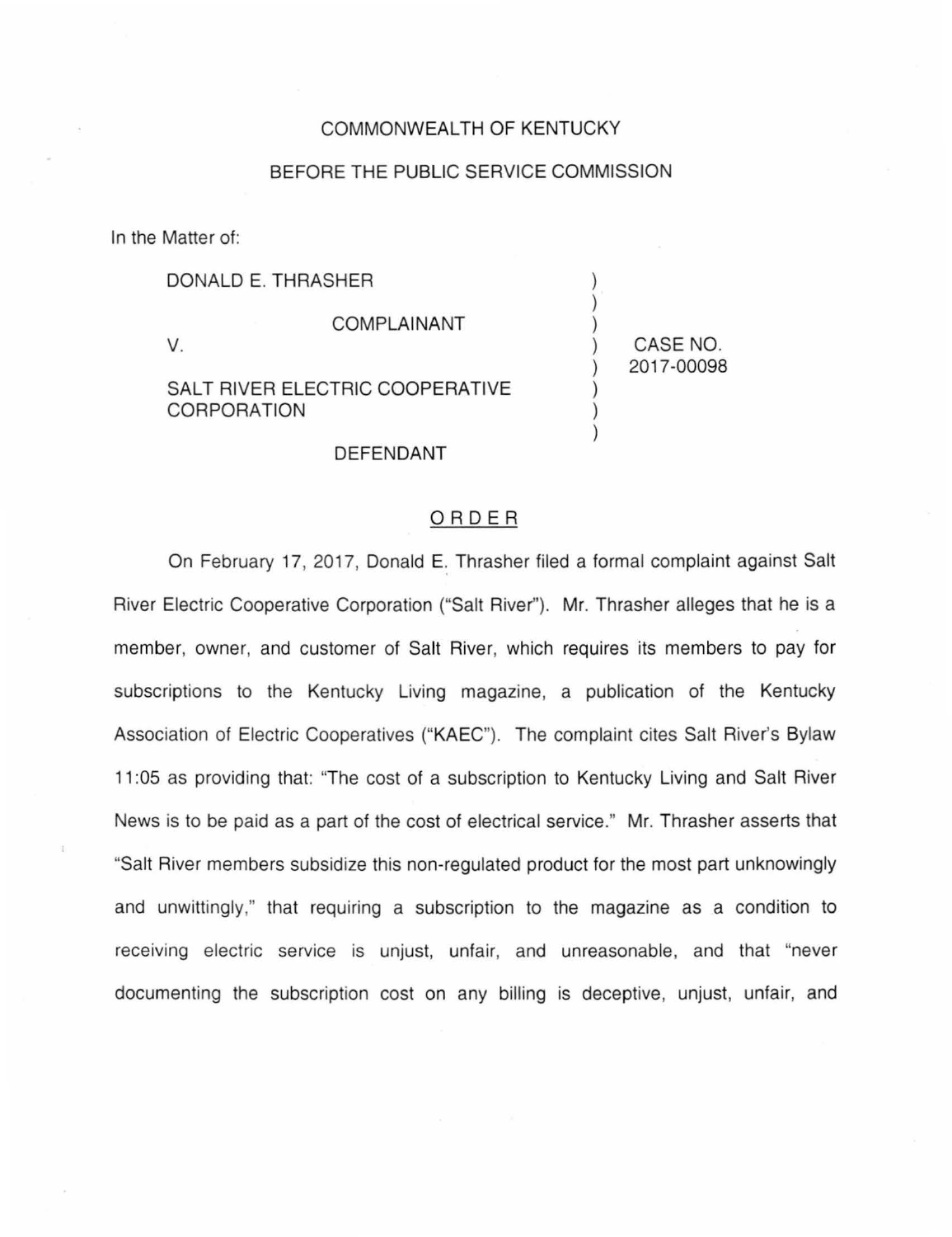COMMONWEALTH OF KENTUCKY

BEFORE THE PUBLIC SERVICE COMMISSION

In the Matter of:

| | | |
|---|---|---|
| DONALD E. THRASHER<br><br>COMPLAINANT<br><br>V.<br><br>SALT RIVER ELECTRIC COOPERATIVE CORPORATION<br><br>DEFENDANT | ) | CASE NO. 2017-00098 |

## ORDER

On February 17, 2017, Donald E. Thrasher filed a formal complaint against Salt River Electric Cooperative Corporation ("Salt River"). Mr. Thrasher alleges that he is a member, owner, and customer of Salt River, which requires its members to pay for subscriptions to the Kentucky Living magazine, a publication of the Kentucky Association of Electric Cooperatives ("KAEC"). The complaint cites Salt River's Bylaw 11:05 as providing that: "The cost of a subscription to Kentucky Living and Salt River News is to be paid as a part of the cost of electrical service." Mr. Thrasher asserts that "Salt River members subsidize this non-regulated product for the most part unknowingly and unwittingly," that requiring a subscription to the magazine as a condition to receiving electric service is unjust, unfair, and unreasonable, and that "never documenting the subscription cost on any billing is deceptive, unjust, unfair, and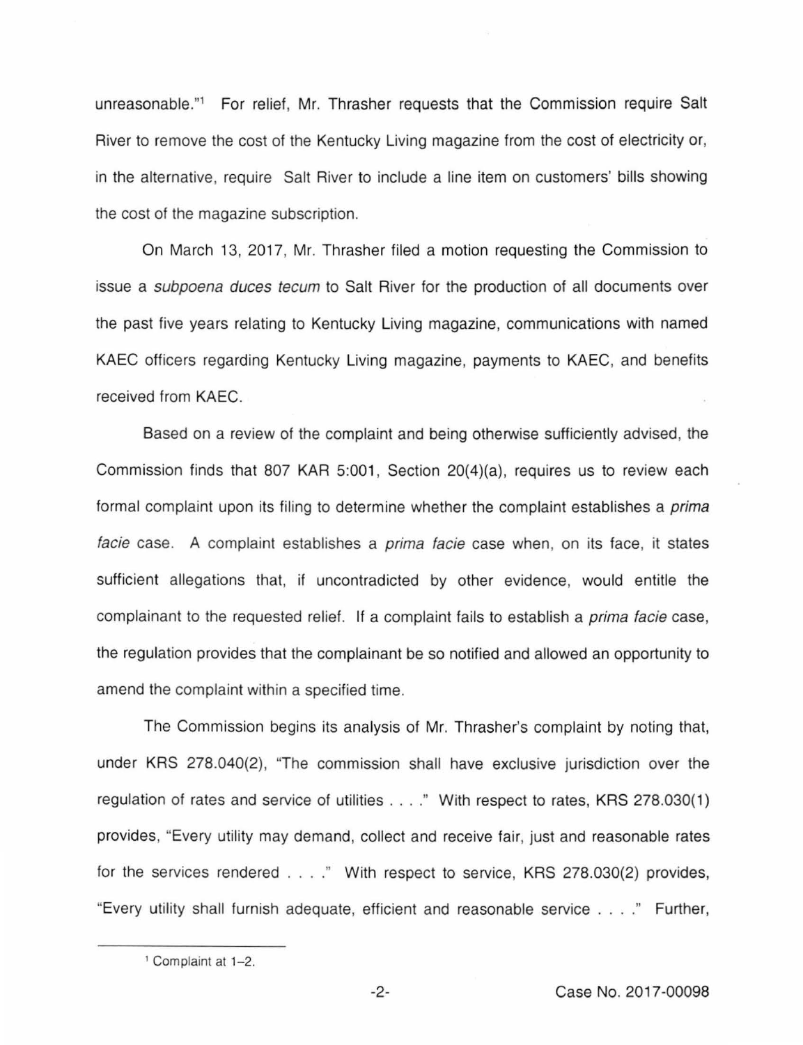unreasonable."[1] For relief, Mr. Thrasher requests that the Commission require Salt River to remove the cost of the Kentucky Living magazine from the cost of electricity or, in the alternative, require Salt River to include a line item on customers' bills showing the cost of the magazine subscription.

On March 13, 2017, Mr. Thrasher filed a motion requesting the Commission to issue a *subpoena duces tecum* to Salt River for the production of all documents over the past five years relating to Kentucky Living magazine, communications with named KAEC officers regarding Kentucky Living magazine, payments to KAEC, and benefits received from KAEC.

Based on a review of the complaint and being otherwise sufficiently advised, the Commission finds that 807 KAR 5:001, Section 20(4)(a), requires us to review each formal complaint upon its filing to determine whether the complaint establishes a *prima facie* case. A complaint establishes a *prima facie* case when, on its face, it states sufficient allegations that, if uncontradicted by other evidence, would entitle the complainant to the requested relief. If a complaint fails to establish a *prima facie* case, the regulation provides that the complainant be so notified and allowed an opportunity to amend the complaint within a specified time.

The Commission begins its analysis of Mr. Thrasher's complaint by noting that, under KRS 278.040(2), "The commission shall have exclusive jurisdiction over the regulation of rates and service of utilities . . . ." With respect to rates, KRS 278.030(1) provides, "Every utility may demand, collect and receive fair, just and reasonable rates for the services rendered . . . ." With respect to service, KRS 278.030(2) provides, "Every utility shall furnish adequate, efficient and reasonable service . . . ." Further,

---

[1] Complaint at 1–2.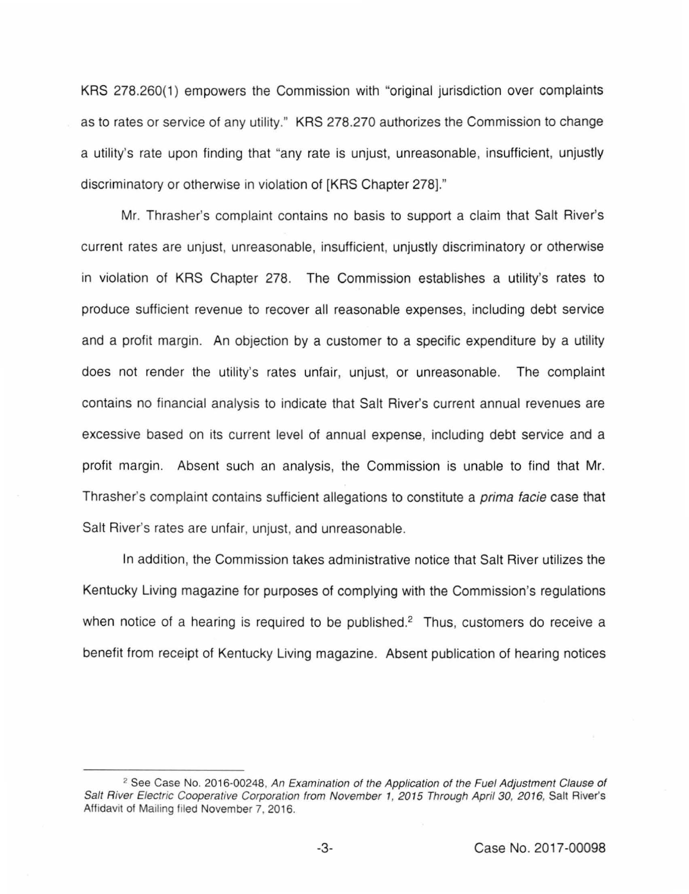KRS 278.260(1) empowers the Commission with "original jurisdiction over complaints as to rates or service of any utility." KRS 278.270 authorizes the Commission to change a utility's rate upon finding that "any rate is unjust, unreasonable, insufficient, unjustly discriminatory or otherwise in violation of [KRS Chapter 278]."

Mr. Thrasher's complaint contains no basis to support a claim that Salt River's current rates are unjust, unreasonable, insufficient, unjustly discriminatory or otherwise in violation of KRS Chapter 278. The Commission establishes a utility's rates to produce sufficient revenue to recover all reasonable expenses, including debt service and a profit margin. An objection by a customer to a specific expenditure by a utility does not render the utility's rates unfair, unjust, or unreasonable. The complaint contains no financial analysis to indicate that Salt River's current annual revenues are excessive based on its current level of annual expense, including debt service and a profit margin. Absent such an analysis, the Commission is unable to find that Mr. Thrasher's complaint contains sufficient allegations to constitute a *prima facie* case that Salt River's rates are unfair, unjust, and unreasonable.

In addition, the Commission takes administrative notice that Salt River utilizes the Kentucky Living magazine for purposes of complying with the Commission's regulations when notice of a hearing is required to be published.[2] Thus, customers do receive a benefit from receipt of Kentucky Living magazine. Absent publication of hearing notices

---

[2] See Case No. 2016-00248, *An Examination of the Application of the Fuel Adjustment Clause of Salt River Electric Cooperative Corporation from November 1, 2015 Through April 30, 2016,* Salt River's Affidavit of Mailing filed November 7, 2016.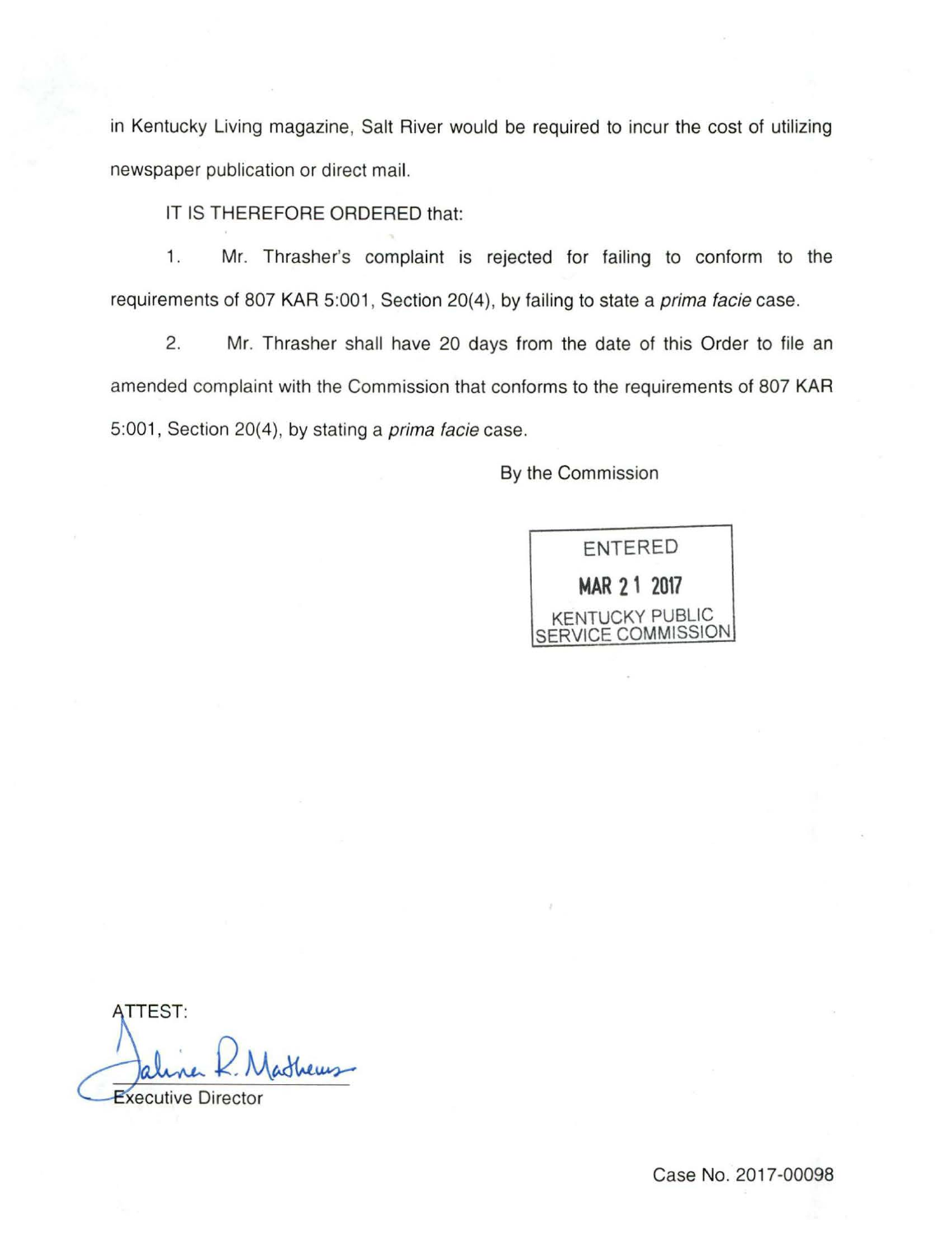in Kentucky Living magazine, Salt River would be required to incur the cost of utilizing newspaper publication or direct mail.

IT IS THEREFORE ORDERED that:

1. Mr. Thrasher's complaint is rejected for failing to conform to the requirements of 807 KAR 5:001, Section 20(4), by failing to state a *prima facie* case.

2. Mr. Thrasher shall have 20 days from the date of this Order to file an amended complaint with the Commission that conforms to the requirements of 807 KAR 5:001, Section 20(4), by stating a *prima facie* case.

By the Commission

ENTERED
MAR 21 2017
KENTUCKY PUBLIC SERVICE COMMISSION

ATTEST:

Talina R. Mathews
Executive Director

Case No. 2017-00098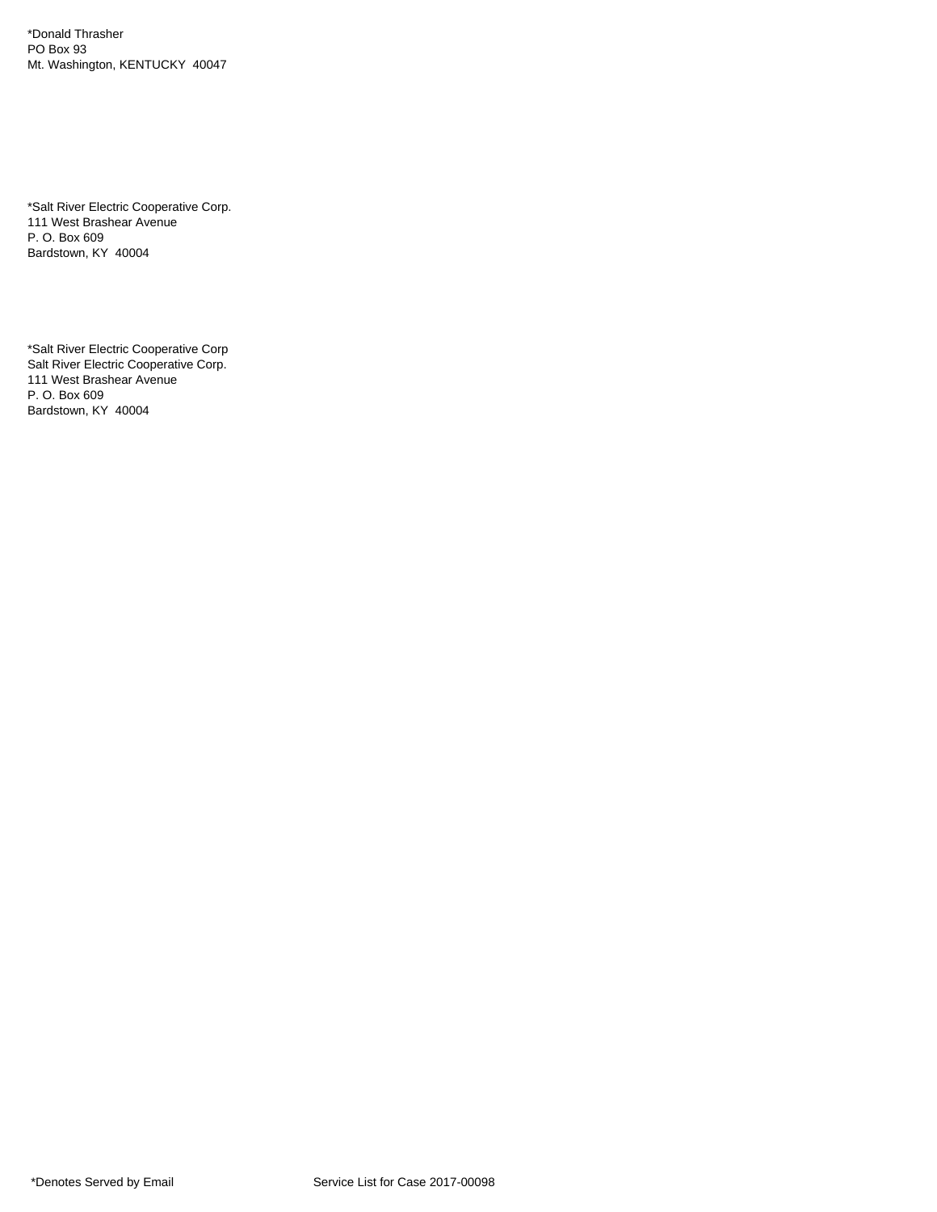*Donald Thrasher
PO Box 93
Mt. Washington, KENTUCKY  40047

*Salt River Electric Cooperative Corp.
111 West Brashear Avenue
P. O. Box 609
Bardstown, KY  40004

*Salt River Electric Cooperative Corp
Salt River Electric Cooperative Corp.
111 West Brashear Avenue
P. O. Box 609
Bardstown, KY  40004

*Denotes Served by Email

Service List for Case 2017-00098